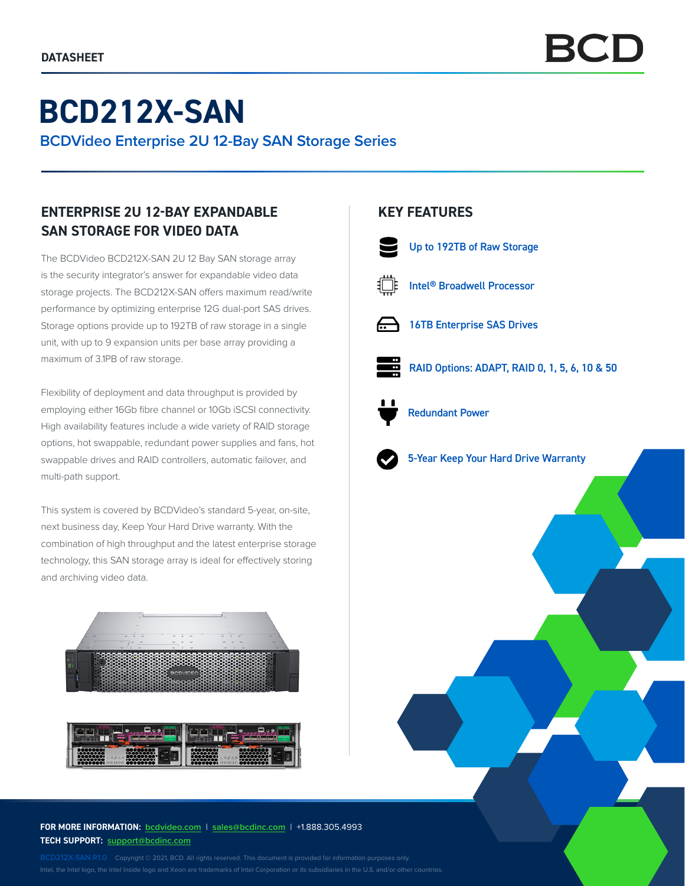DATASHEET

# BCD212X-SAN

## BCDVideo Enterprise 2U 12-Bay SAN Storage Series

### ENTERPRISE 2U 12-BAY EXPANDABLE SAN STORAGE FOR VIDEO DATA

The BCDVideo BCD212X-SAN 2U 12 Bay SAN storage array is the security integrator's answer for expandable video data storage projects. The BCD212X-SAN offers maximum read/write performance by optimizing enterprise 12G dual-port SAS drives. Storage options provide up to 192TB of raw storage in a single unit, with up to 9 expansion units per base array providing a maximum of 3.1PB of raw storage.

Flexibility of deployment and data throughput is provided by employing either 16Gb fibre channel or 10Gb iSCSI connectivity. High availability features include a wide variety of RAID storage options, hot swappable, redundant power supplies and fans, hot swappable drives and RAID controllers, automatic failover, and multi-path support.

This system is covered by BCDVideo's standard 5-year, on-site, next business day, Keep Your Hard Drive warranty. With the combination of high throughput and the latest enterprise storage technology, this SAN storage array is ideal for effectively storing and archiving video data.

### KEY FEATURES

- Up to 192TB of Raw Storage
- Intel® Broadwell Processor
- 16TB Enterprise SAS Drives
- RAID Options: ADAPT, RAID 0, 1, 5, 6, 10 & 50
- Redundant Power
- 5-Year Keep Your Hard Drive Warranty

**FOR MORE INFORMATION:** bcdvideo.com | sales@bcdinc.com | +1.888.305.4993
**TECH SUPPORT:** support@bcdinc.com

BCD212X-SAN R1.0 Copyright © 2021, BCD. All rights reserved. This document is provided for information purposes only.
Intel, the Intel logo, the Intel Inside logo and Xeon are trademarks of Intel Corporation or its subsidiaries in the U.S. and/or other countries.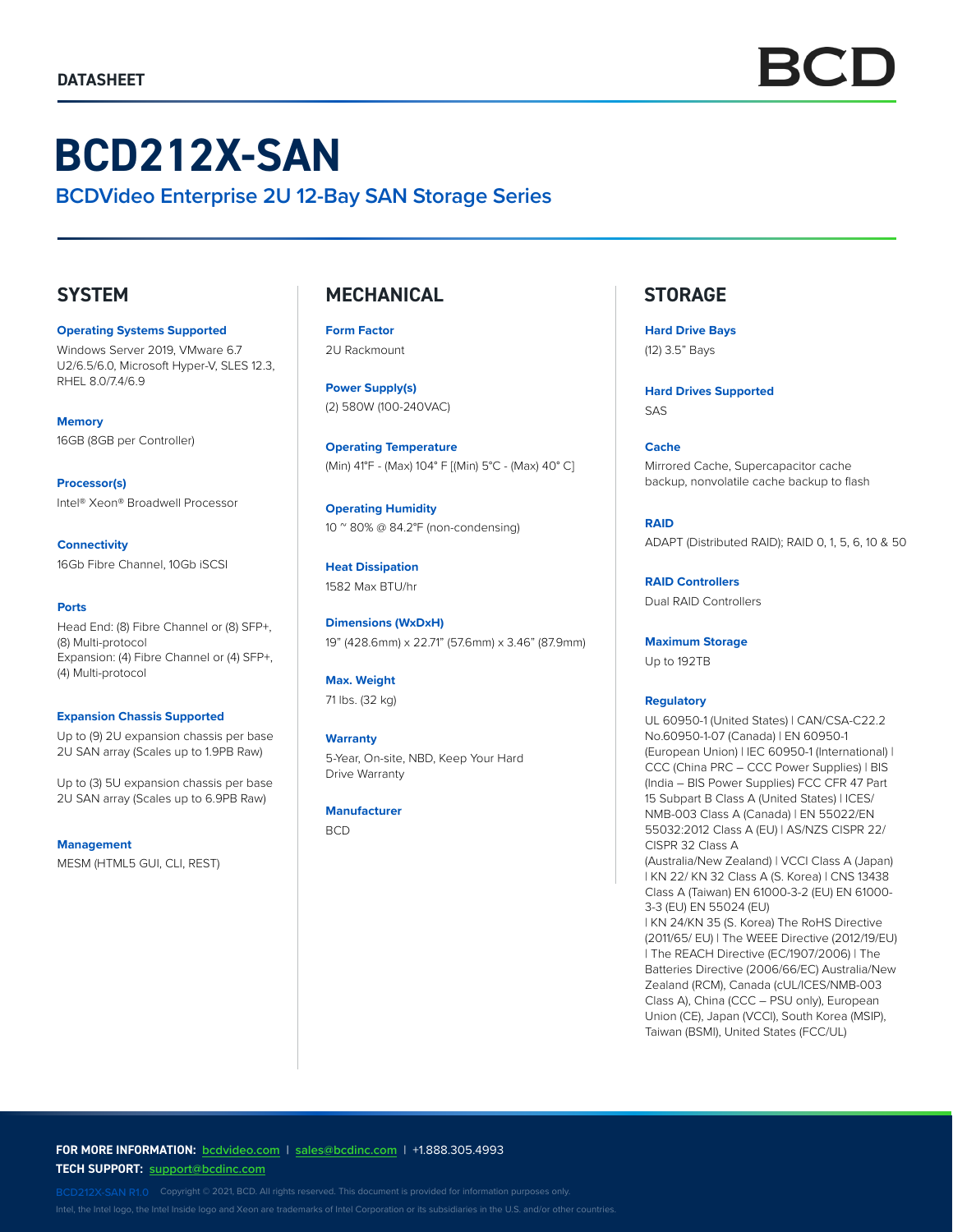DATASHEET

BCD

# BCD212X-SAN

## BCDVideo Enterprise 2U 12-Bay SAN Storage Series

## SYSTEM

**Operating Systems Supported**

Windows Server 2019, VMware 6.7 U2/6.5/6.0, Microsoft Hyper-V, SLES 12.3, RHEL 8.0/7.4/6.9

**Memory**

16GB (8GB per Controller)

**Processor(s)**

Intel® Xeon® Broadwell Processor

**Connectivity**

16Gb Fibre Channel, 10Gb iSCSI

**Ports**

Head End: (8) Fibre Channel or (8) SFP+, (8) Multi-protocol
Expansion: (4) Fibre Channel or (4) SFP+, (4) Multi-protocol

**Expansion Chassis Supported**

Up to (9) 2U expansion chassis per base 2U SAN array (Scales up to 1.9PB Raw)

Up to (3) 5U expansion chassis per base 2U SAN array (Scales up to 6.9PB Raw)

**Management**

MESM (HTML5 GUI, CLI, REST)

## MECHANICAL

**Form Factor**

2U Rackmount

**Power Supply(s)**

(2) 580W (100-240VAC)

**Operating Temperature**

(Min) 41°F - (Max) 104° F [(Min) 5°C - (Max) 40° C]

**Operating Humidity**

10 ~ 80% @ 84.2°F (non-condensing)

**Heat Dissipation**

1582 Max BTU/hr

**Dimensions (WxDxH)**

19" (428.6mm) x 22.71" (57.6mm) x 3.46" (87.9mm)

**Max. Weight**

71 lbs. (32 kg)

**Warranty**

5-Year, On-site, NBD, Keep Your Hard Drive Warranty

**Manufacturer**

BCD

## STORAGE

**Hard Drive Bays**

(12) 3.5" Bays

**Hard Drives Supported**

SAS

**Cache**

Mirrored Cache, Supercapacitor cache backup, nonvolatile cache backup to flash

**RAID**

ADAPT (Distributed RAID); RAID 0, 1, 5, 6, 10 & 50

**RAID Controllers**

Dual RAID Controllers

**Maximum Storage**

Up to 192TB

**Regulatory**

UL 60950-1 (United States) | CAN/CSA-C22.2 No.60950-1-07 (Canada) | EN 60950-1 (European Union) | IEC 60950-1 (International) | CCC (China PRC – CCC Power Supplies) | BIS (India – BIS Power Supplies) FCC CFR 47 Part 15 Subpart B Class A (United States) | ICES/NMB-003 Class A (Canada) | EN 55022/EN 55032:2012 Class A (EU) | AS/NZS CISPR 22/CISPR 32 Class A (Australia/New Zealand) | VCCI Class A (Japan) | KN 22/ KN 32 Class A (S. Korea) | CNS 13438 Class A (Taiwan) EN 61000-3-2 (EU) EN 61000-3-3 (EU) EN 55024 (EU) | KN 24/KN 35 (S. Korea) The RoHS Directive (2011/65/ EU) | The WEEE Directive (2012/19/EU) | The REACH Directive (EC/1907/2006) | The Batteries Directive (2006/66/EC) Australia/New Zealand (RCM), Canada (cUL/ICES/NMB-003 Class A), China (CCC – PSU only), European Union (CE), Japan (VCCI), South Korea (MSIP), Taiwan (BSMI), United States (FCC/UL)

**FOR MORE INFORMATION:** bcdvideo.com | sales@bcdinc.com | +1.888.305.4993
**TECH SUPPORT:** support@bcdinc.com

BCD212X-SAN R1.0 Copyright © 2021, BCD. All rights reserved. This document is provided for information purposes only.
Intel, the Intel logo, the Intel Inside logo and Xeon are trademarks of Intel Corporation or its subsidiaries in the U.S. and/or other countries.